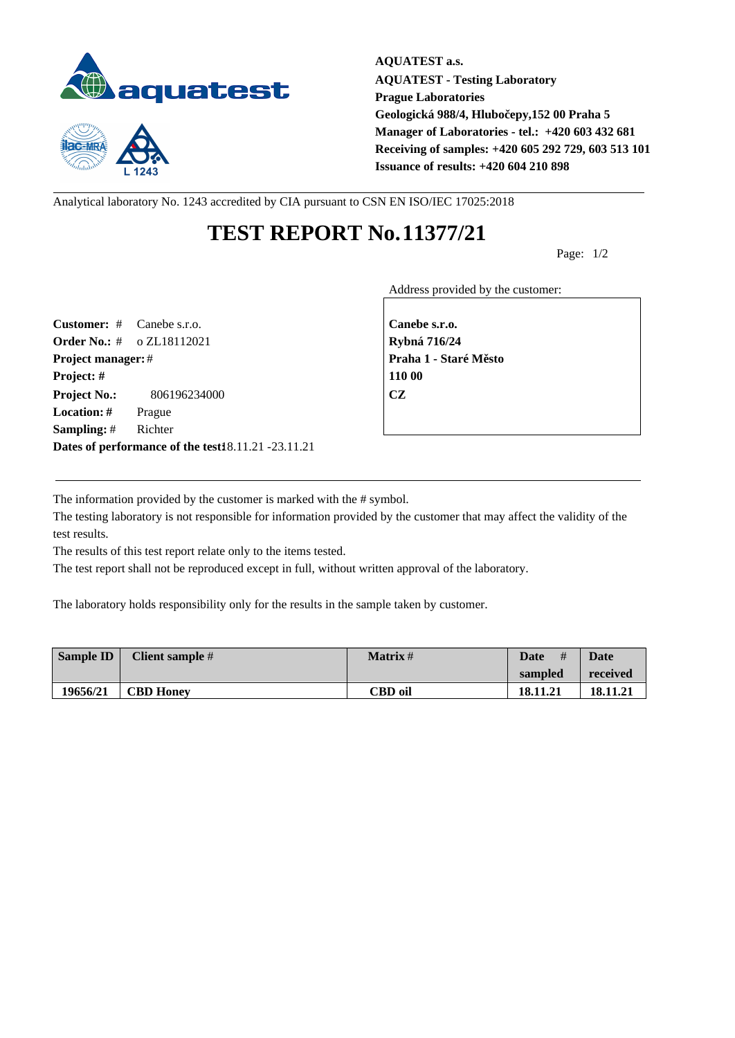**AQUATEST a.s.**
**AQUATEST - Testing Laboratory**
**Prague Laboratories**
**Geologická 988/4, Hlubočepy,152 00 Praha 5**
**Manager of Laboratories - tel.: +420 603 432 681**
**Receiving of samples: +420 605 292 729, 603 513 101**
**Issuance of results: +420 604 210 898**

Analytical laboratory No. 1243 accredited by CIA pursuant to CSN EN ISO/IEC 17025:2018

# TEST REPORT No. 11377/21

Page: 1/2

**Customer:** # Canebe s.r.o.
**Order No.:** # o ZL18112021
**Project manager:** #
**Project:** #
**Project No.:** 806196234000
**Location:** # Prague
**Sampling:** # Richter
**Dates of performance of the test:** 18.11.21 -23.11.21

Address provided by the customer:

**Canebe s.r.o.**
**Rybná 716/24**
**Praha 1 - Staré Město**
**110 00**
**CZ**

The information provided by the customer is marked with the # symbol.
The testing laboratory is not responsible for information provided by the customer that may affect the validity of the test results.
The results of this test report relate only to the items tested.
The test report shall not be reproduced except in full, without written approval of the laboratory.

The laboratory holds responsibility only for the results in the sample taken by customer.

| Sample ID | Client sample # | Matrix # | Date # sampled | Date received |
|---|---|---|---|---|
| 19656/21 | CBD Honey | CBD oil | 18.11.21 | 18.11.21 |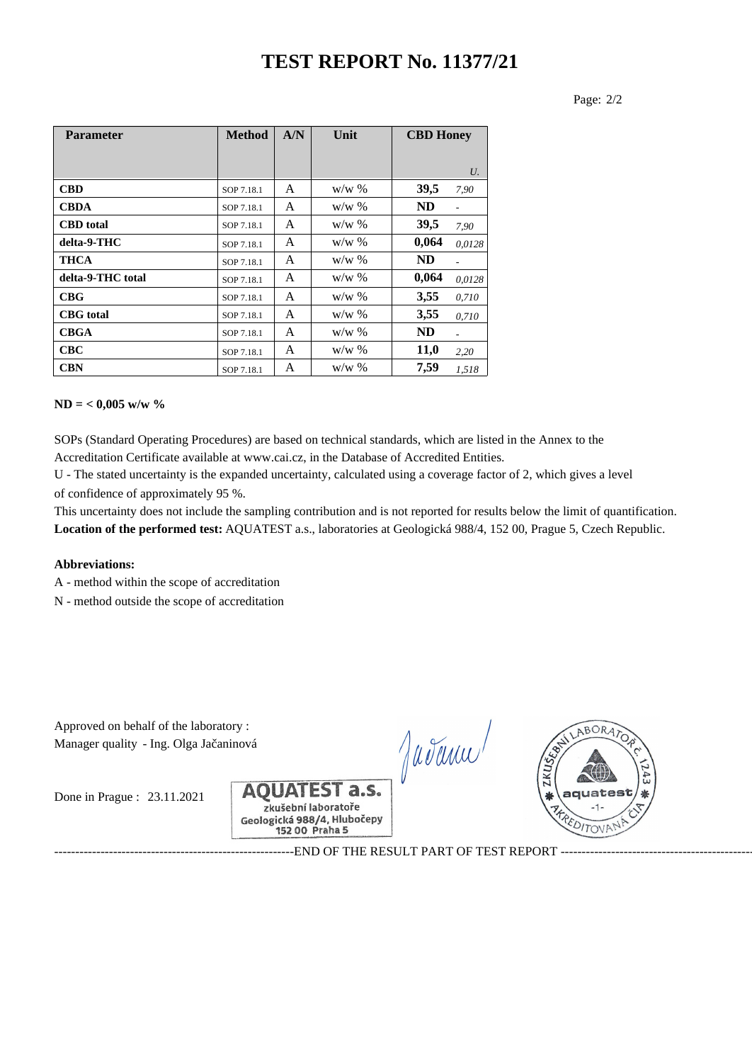# TEST REPORT No. 11377/21

| Parameter | Method | A/N | Unit | CBD Honey | U. |
|---|---|---|---|---|---|
| **CBD** | SOP 7.18.1 | A | w/w % | **39,5** | *7,90* |
| **CBDA** | SOP 7.18.1 | A | w/w % | **ND** | - |
| **CBD total** | SOP 7.18.1 | A | w/w % | **39,5** | *7,90* |
| **delta-9-THC** | SOP 7.18.1 | A | w/w % | **0,064** | *0,0128* |
| **THCA** | SOP 7.18.1 | A | w/w % | **ND** | - |
| **delta-9-THC total** | SOP 7.18.1 | A | w/w % | **0,064** | *0,0128* |
| **CBG** | SOP 7.18.1 | A | w/w % | **3,55** | *0,710* |
| **CBG total** | SOP 7.18.1 | A | w/w % | **3,55** | *0,710* |
| **CBGA** | SOP 7.18.1 | A | w/w % | **ND** | - |
| **CBC** | SOP 7.18.1 | A | w/w % | **11,0** | *2,20* |
| **CBN** | SOP 7.18.1 | A | w/w % | **7,59** | *1,518* |

**ND = < 0,005 w/w %**

SOPs (Standard Operating Procedures) are based on technical standards, which are listed in the Annex to the Accreditation Certificate available at www.cai.cz, in the Database of Accredited Entities.

U - The stated uncertainty is the expanded uncertainty, calculated using a coverage factor of 2, which gives a level of confidence of approximately 95 %.

This uncertainty does not include the sampling contribution and is not reported for results below the limit of quantification.

**Location of the performed test:** AQUATEST a.s., laboratories at Geologická 988/4, 152 00, Prague 5, Czech Republic.

**Abbreviations:**

A - method within the scope of accreditation

N - method outside the scope of accreditation

Approved on behalf of the laboratory :
Manager quality - Ing. Olga Jačaninová

Done in Prague : 23.11.2021

AQUATEST a.s.
zkušební laboratoře
Geologická 988/4, Hlubočepy
152 00 Praha 5

ZKUŠEBNÍ LABORATOŘ č. 1243
aquatest
-1-
AKREDITOVANÁ ČIA

------------------------------------------------------------END OF THE RESULT PART OF TEST REPORT ------------------------------------------------------------